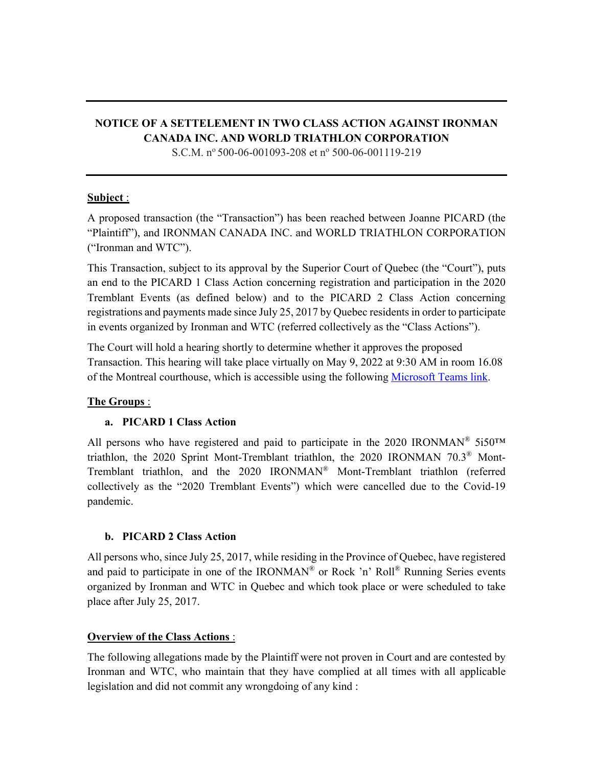---

**NOTICE OF A SETTELEMENT IN TWO CLASS ACTION AGAINST IRONMAN CANADA INC. AND WORLD TRIATHLON CORPORATION**

S.C.M. nº 500-06-001093-208 et nº 500-06-001119-219

---

**Subject** :

A proposed transaction (the "Transaction") has been reached between Joanne PICARD (the "Plaintiff"), and IRONMAN CANADA INC. and WORLD TRIATHLON CORPORATION ("Ironman and WTC").

This Transaction, subject to its approval by the Superior Court of Quebec (the "Court"), puts an end to the PICARD 1 Class Action concerning registration and participation in the 2020 Tremblant Events (as defined below) and to the PICARD 2 Class Action concerning registrations and payments made since July 25, 2017 by Quebec residents in order to participate in events organized by Ironman and WTC (referred collectively as the "Class Actions").

The Court will hold a hearing shortly to determine whether it approves the proposed Transaction. This hearing will take place virtually on May 9, 2022 at 9:30 AM in room 16.08 of the Montreal courthouse, which is accessible using the following Microsoft Teams link.

**The Groups** :

**a. PICARD 1 Class Action**

All persons who have registered and paid to participate in the 2020 IRONMAN® 5i50™ triathlon, the 2020 Sprint Mont-Tremblant triathlon, the 2020 IRONMAN 70.3® Mont-Tremblant triathlon, and the 2020 IRONMAN® Mont-Tremblant triathlon (referred collectively as the "2020 Tremblant Events") which were cancelled due to the Covid-19 pandemic.

**b. PICARD 2 Class Action**

All persons who, since July 25, 2017, while residing in the Province of Quebec, have registered and paid to participate in one of the IRONMAN® or Rock 'n' Roll® Running Series events organized by Ironman and WTC in Quebec and which took place or were scheduled to take place after July 25, 2017.

**Overview of the Class Actions** :

The following allegations made by the Plaintiff were not proven in Court and are contested by Ironman and WTC, who maintain that they have complied at all times with all applicable legislation and did not commit any wrongdoing of any kind :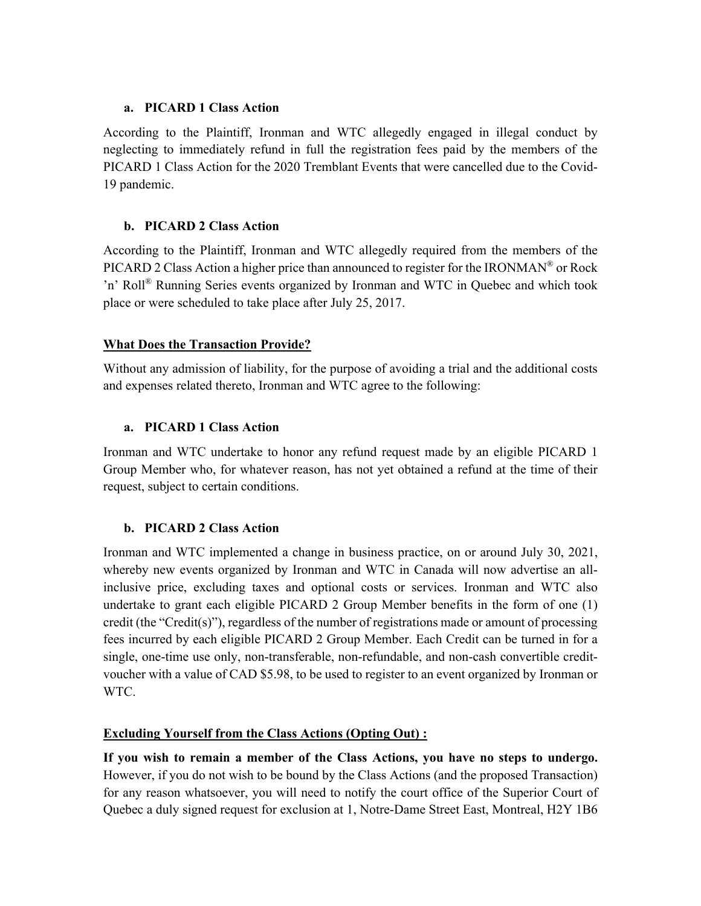**a. PICARD 1 Class Action**

According to the Plaintiff, Ironman and WTC allegedly engaged in illegal conduct by neglecting to immediately refund in full the registration fees paid by the members of the PICARD 1 Class Action for the 2020 Tremblant Events that were cancelled due to the Covid-19 pandemic.

**b. PICARD 2 Class Action**

According to the Plaintiff, Ironman and WTC allegedly required from the members of the PICARD 2 Class Action a higher price than announced to register for the IRONMAN® or Rock 'n' Roll® Running Series events organized by Ironman and WTC in Quebec and which took place or were scheduled to take place after July 25, 2017.

## What Does the Transaction Provide?

Without any admission of liability, for the purpose of avoiding a trial and the additional costs and expenses related thereto, Ironman and WTC agree to the following:

**a. PICARD 1 Class Action**

Ironman and WTC undertake to honor any refund request made by an eligible PICARD 1 Group Member who, for whatever reason, has not yet obtained a refund at the time of their request, subject to certain conditions.

**b. PICARD 2 Class Action**

Ironman and WTC implemented a change in business practice, on or around July 30, 2021, whereby new events organized by Ironman and WTC in Canada will now advertise an all-inclusive price, excluding taxes and optional costs or services. Ironman and WTC also undertake to grant each eligible PICARD 2 Group Member benefits in the form of one (1) credit (the "Credit(s)"), regardless of the number of registrations made or amount of processing fees incurred by each eligible PICARD 2 Group Member. Each Credit can be turned in for a single, one-time use only, non-transferable, non-refundable, and non-cash convertible credit-voucher with a value of CAD $5.98, to be used to register to an event organized by Ironman or WTC.

## Excluding Yourself from the Class Actions (Opting Out) :

**If you wish to remain a member of the Class Actions, you have no steps to undergo.** However, if you do not wish to be bound by the Class Actions (and the proposed Transaction) for any reason whatsoever, you will need to notify the court office of the Superior Court of Quebec a duly signed request for exclusion at 1, Notre-Dame Street East, Montreal, H2Y 1B6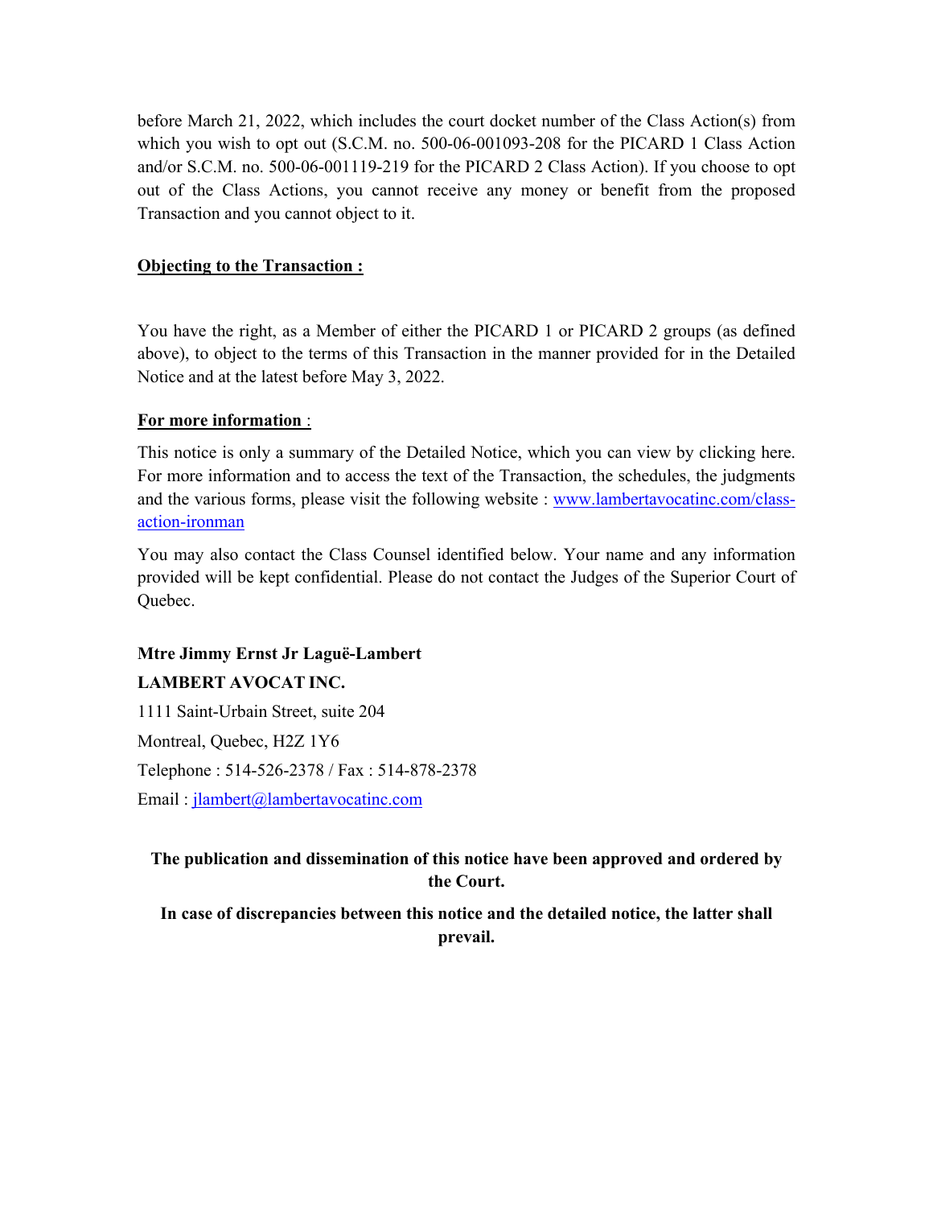before March 21, 2022, which includes the court docket number of the Class Action(s) from which you wish to opt out (S.C.M. no. 500-06-001093-208 for the PICARD 1 Class Action and/or S.C.M. no. 500-06-001119-219 for the PICARD 2 Class Action). If you choose to opt out of the Class Actions, you cannot receive any money or benefit from the proposed Transaction and you cannot object to it.

**Objecting to the Transaction :**

You have the right, as a Member of either the PICARD 1 or PICARD 2 groups (as defined above), to object to the terms of this Transaction in the manner provided for in the Detailed Notice and at the latest before May 3, 2022.

**For more information** :

This notice is only a summary of the Detailed Notice, which you can view by clicking here. For more information and to access the text of the Transaction, the schedules, the judgments and the various forms, please visit the following website : [www.lambertavocatinc.com/class-action-ironman](www.lambertavocatinc.com/class-action-ironman)

You may also contact the Class Counsel identified below. Your name and any information provided will be kept confidential. Please do not contact the Judges of the Superior Court of Quebec.

**Mtre Jimmy Ernst Jr Laguë-Lambert**

**LAMBERT AVOCAT INC.**

1111 Saint-Urbain Street, suite 204

Montreal, Quebec, H2Z 1Y6

Telephone : 514-526-2378 / Fax : 514-878-2378

Email : [jlambert@lambertavocatinc.com](mailto:jlambert@lambertavocatinc.com)

**The publication and dissemination of this notice have been approved and ordered by the Court.**

**In case of discrepancies between this notice and the detailed notice, the latter shall prevail.**